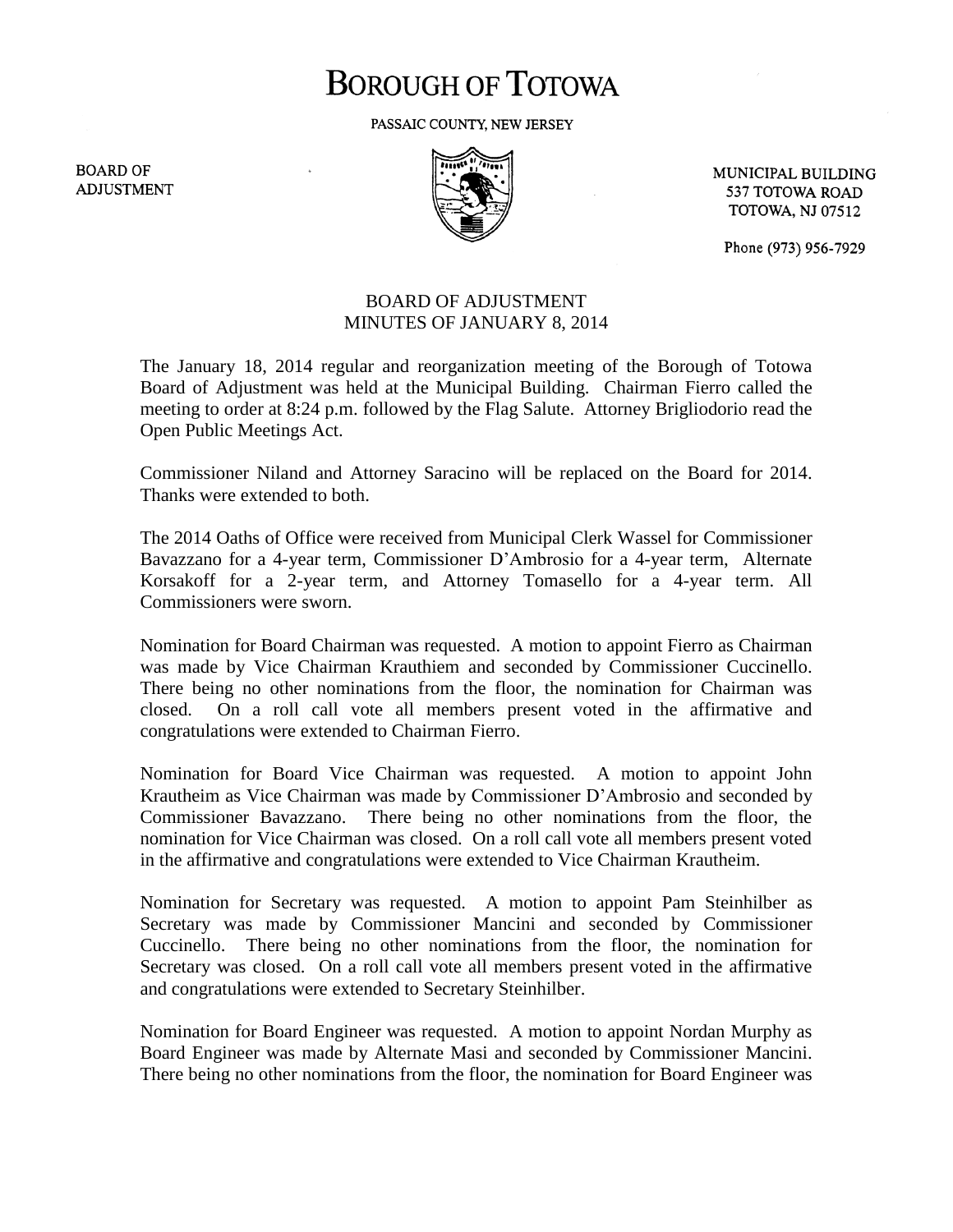# BOROUGH OF TOTOWA

PASSAIC COUNTY, NEW JERSEY

BOARD OF ADJUSTMENT

MUNICIPAL BUILDING
537 TOTOWA ROAD
TOTOWA, NJ 07512

Phone (973) 956-7929

## BOARD OF ADJUSTMENT
## MINUTES OF JANUARY 8, 2014

The January 18, 2014 regular and reorganization meeting of the Borough of Totowa Board of Adjustment was held at the Municipal Building. Chairman Fierro called the meeting to order at 8:24 p.m. followed by the Flag Salute. Attorney Brigliodorio read the Open Public Meetings Act.

Commissioner Niland and Attorney Saracino will be replaced on the Board for 2014. Thanks were extended to both.

The 2014 Oaths of Office were received from Municipal Clerk Wassel for Commissioner Bavazzano for a 4-year term, Commissioner D'Ambrosio for a 4-year term, Alternate Korsakoff for a 2-year term, and Attorney Tomasello for a 4-year term. All Commissioners were sworn.

Nomination for Board Chairman was requested. A motion to appoint Fierro as Chairman was made by Vice Chairman Krauthiem and seconded by Commissioner Cuccinello. There being no other nominations from the floor, the nomination for Chairman was closed. On a roll call vote all members present voted in the affirmative and congratulations were extended to Chairman Fierro.

Nomination for Board Vice Chairman was requested. A motion to appoint John Krautheim as Vice Chairman was made by Commissioner D'Ambrosio and seconded by Commissioner Bavazzano. There being no other nominations from the floor, the nomination for Vice Chairman was closed. On a roll call vote all members present voted in the affirmative and congratulations were extended to Vice Chairman Krautheim.

Nomination for Secretary was requested. A motion to appoint Pam Steinhilber as Secretary was made by Commissioner Mancini and seconded by Commissioner Cuccinello. There being no other nominations from the floor, the nomination for Secretary was closed. On a roll call vote all members present voted in the affirmative and congratulations were extended to Secretary Steinhilber.

Nomination for Board Engineer was requested. A motion to appoint Nordan Murphy as Board Engineer was made by Alternate Masi and seconded by Commissioner Mancini. There being no other nominations from the floor, the nomination for Board Engineer was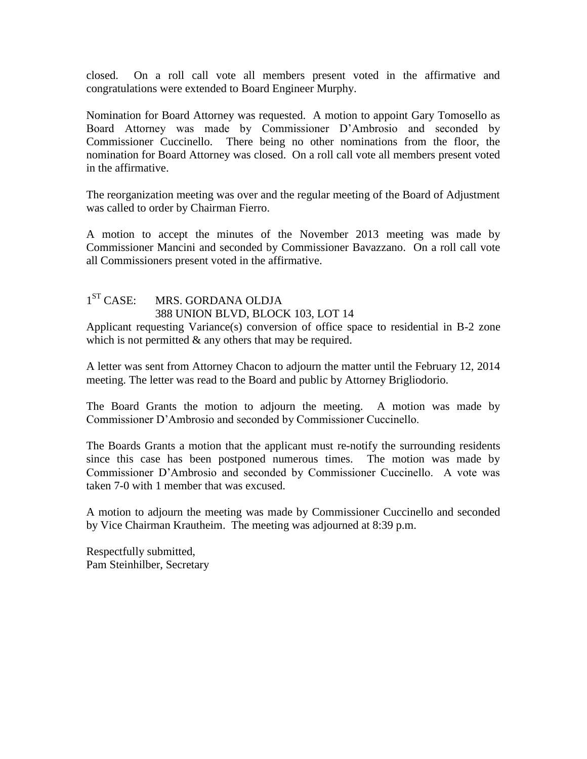closed. On a roll call vote all members present voted in the affirmative and congratulations were extended to Board Engineer Murphy.

Nomination for Board Attorney was requested. A motion to appoint Gary Tomosello as Board Attorney was made by Commissioner D'Ambrosio and seconded by Commissioner Cuccinello. There being no other nominations from the floor, the nomination for Board Attorney was closed. On a roll call vote all members present voted in the affirmative.

The reorganization meeting was over and the regular meeting of the Board of Adjustment was called to order by Chairman Fierro.

A motion to accept the minutes of the November 2013 meeting was made by Commissioner Mancini and seconded by Commissioner Bavazzano. On a roll call vote all Commissioners present voted in the affirmative.

1ST CASE: MRS. GORDANA OLDJA
388 UNION BLVD, BLOCK 103, LOT 14

Applicant requesting Variance(s) conversion of office space to residential in B-2 zone which is not permitted & any others that may be required.

A letter was sent from Attorney Chacon to adjourn the matter until the February 12, 2014 meeting. The letter was read to the Board and public by Attorney Brigliodorio.

The Board Grants the motion to adjourn the meeting. A motion was made by Commissioner D'Ambrosio and seconded by Commissioner Cuccinello.

The Boards Grants a motion that the applicant must re-notify the surrounding residents since this case has been postponed numerous times. The motion was made by Commissioner D'Ambrosio and seconded by Commissioner Cuccinello. A vote was taken 7-0 with 1 member that was excused.

A motion to adjourn the meeting was made by Commissioner Cuccinello and seconded by Vice Chairman Krautheim. The meeting was adjourned at 8:39 p.m.

Respectfully submitted,
Pam Steinhilber, Secretary